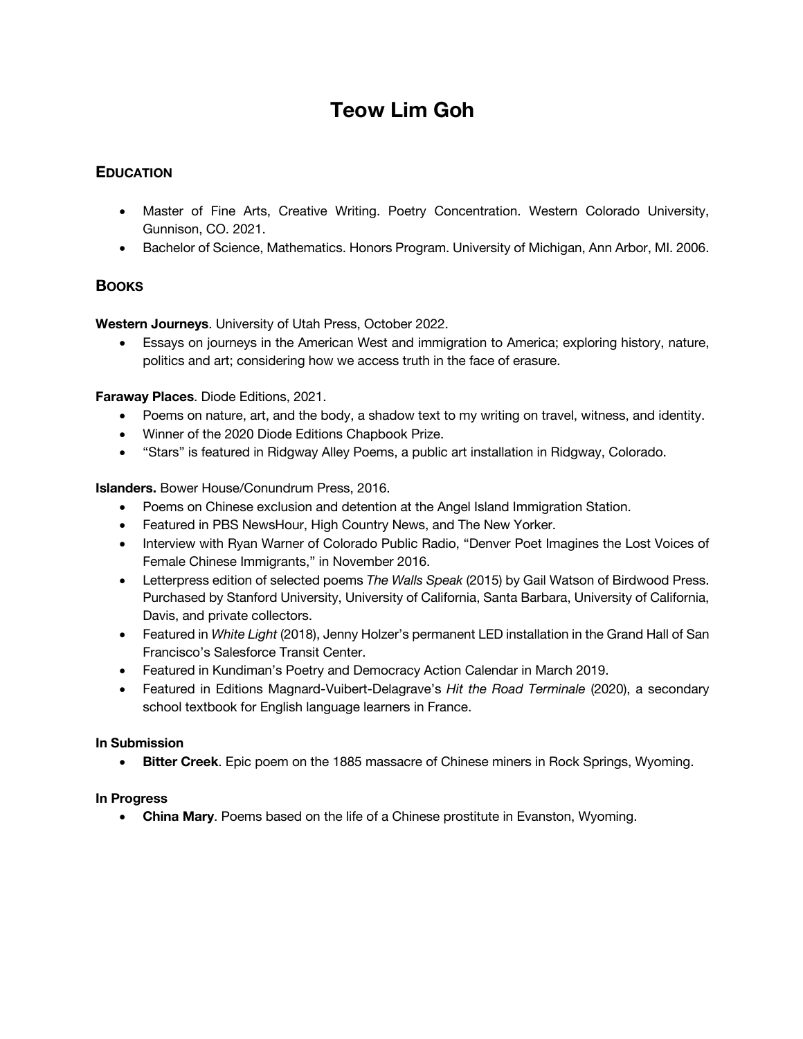# Teow Lim Goh

## Education

- Master of Fine Arts, Creative Writing. Poetry Concentration. Western Colorado University, Gunnison, CO. 2021.
- Bachelor of Science, Mathematics. Honors Program. University of Michigan, Ann Arbor, MI. 2006.

## Books

**Western Journeys**. University of Utah Press, October 2022.

- Essays on journeys in the American West and immigration to America; exploring history, nature, politics and art; considering how we access truth in the face of erasure.

**Faraway Places**. Diode Editions, 2021.

- Poems on nature, art, and the body, a shadow text to my writing on travel, witness, and identity.
- Winner of the 2020 Diode Editions Chapbook Prize.
- "Stars" is featured in Ridgway Alley Poems, a public art installation in Ridgway, Colorado.

**Islanders.** Bower House/Conundrum Press, 2016.

- Poems on Chinese exclusion and detention at the Angel Island Immigration Station.
- Featured in PBS NewsHour, High Country News, and The New Yorker.
- Interview with Ryan Warner of Colorado Public Radio, "Denver Poet Imagines the Lost Voices of Female Chinese Immigrants," in November 2016.
- Letterpress edition of selected poems *The Walls Speak* (2015) by Gail Watson of Birdwood Press. Purchased by Stanford University, University of California, Santa Barbara, University of California, Davis, and private collectors.
- Featured in *White Light* (2018), Jenny Holzer's permanent LED installation in the Grand Hall of San Francisco's Salesforce Transit Center.
- Featured in Kundiman's Poetry and Democracy Action Calendar in March 2019.
- Featured in Editions Magnard-Vuibert-Delagrave's *Hit the Road Terminale* (2020), a secondary school textbook for English language learners in France.

**In Submission**

- **Bitter Creek**. Epic poem on the 1885 massacre of Chinese miners in Rock Springs, Wyoming.

**In Progress**

- **China Mary**. Poems based on the life of a Chinese prostitute in Evanston, Wyoming.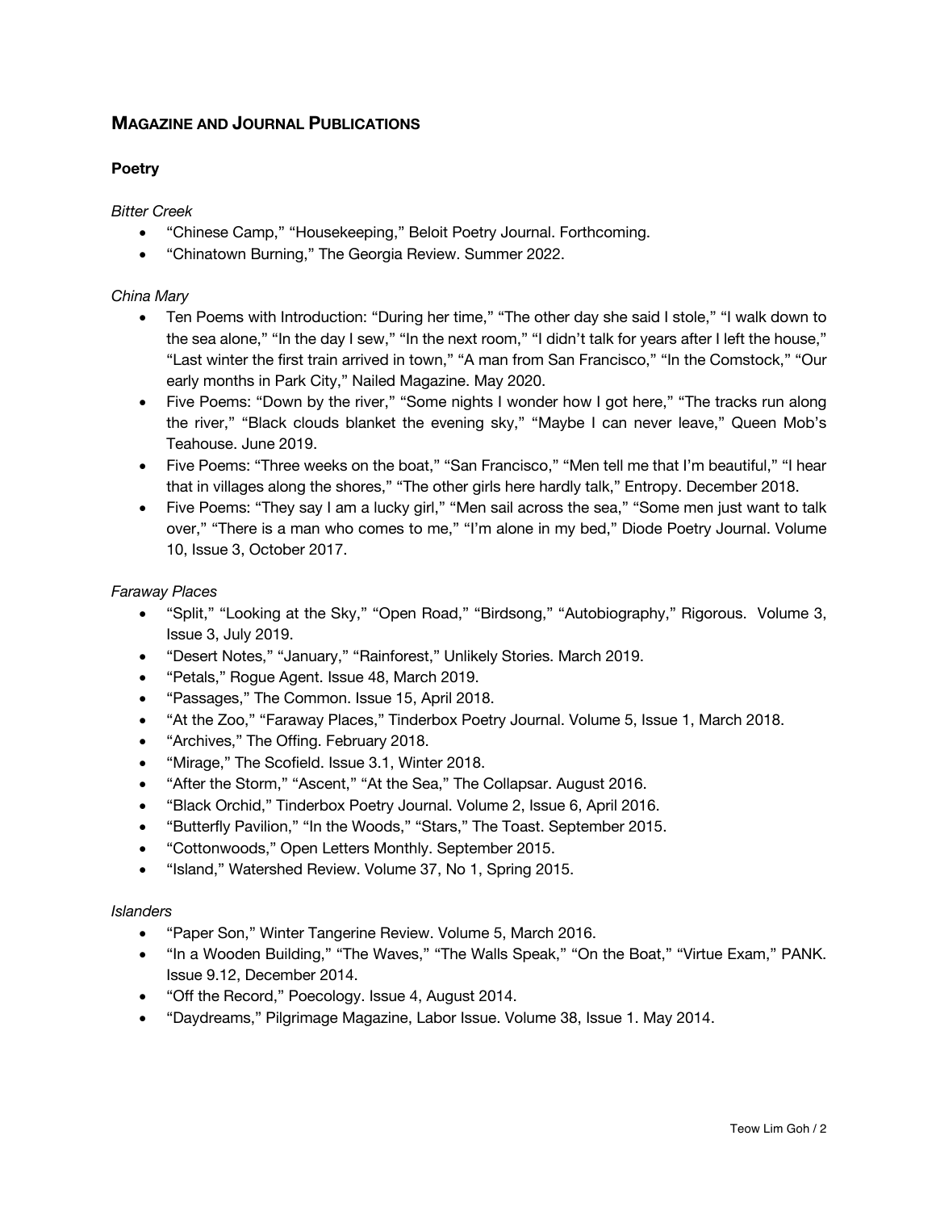## MAGAZINE AND JOURNAL PUBLICATIONS

### Poetry

*Bitter Creek*

- "Chinese Camp," "Housekeeping," Beloit Poetry Journal. Forthcoming.
- "Chinatown Burning," The Georgia Review. Summer 2022.

*China Mary*

- Ten Poems with Introduction: "During her time," "The other day she said I stole," "I walk down to the sea alone," "In the day I sew," "In the next room," "I didn't talk for years after I left the house," "Last winter the first train arrived in town," "A man from San Francisco," "In the Comstock," "Our early months in Park City," Nailed Magazine. May 2020.
- Five Poems: "Down by the river," "Some nights I wonder how I got here," "The tracks run along the river," "Black clouds blanket the evening sky," "Maybe I can never leave," Queen Mob's Teahouse. June 2019.
- Five Poems: "Three weeks on the boat," "San Francisco," "Men tell me that I'm beautiful," "I hear that in villages along the shores," "The other girls here hardly talk," Entropy. December 2018.
- Five Poems: "They say I am a lucky girl," "Men sail across the sea," "Some men just want to talk over," "There is a man who comes to me," "I'm alone in my bed," Diode Poetry Journal. Volume 10, Issue 3, October 2017.

*Faraway Places*

- "Split," "Looking at the Sky," "Open Road," "Birdsong," "Autobiography," Rigorous. Volume 3, Issue 3, July 2019.
- "Desert Notes," "January," "Rainforest," Unlikely Stories. March 2019.
- "Petals," Rogue Agent. Issue 48, March 2019.
- "Passages," The Common. Issue 15, April 2018.
- "At the Zoo," "Faraway Places," Tinderbox Poetry Journal. Volume 5, Issue 1, March 2018.
- "Archives," The Offing. February 2018.
- "Mirage," The Scofield. Issue 3.1, Winter 2018.
- "After the Storm," "Ascent," "At the Sea," The Collapsar. August 2016.
- "Black Orchid," Tinderbox Poetry Journal. Volume 2, Issue 6, April 2016.
- "Butterfly Pavilion," "In the Woods," "Stars," The Toast. September 2015.
- "Cottonwoods," Open Letters Monthly. September 2015.
- "Island," Watershed Review. Volume 37, No 1, Spring 2015.

*Islanders*

- "Paper Son," Winter Tangerine Review. Volume 5, March 2016.
- "In a Wooden Building," "The Waves," "The Walls Speak," "On the Boat," "Virtue Exam," PANK. Issue 9.12, December 2014.
- "Off the Record," Poecology. Issue 4, August 2014.
- "Daydreams," Pilgrimage Magazine, Labor Issue. Volume 38, Issue 1. May 2014.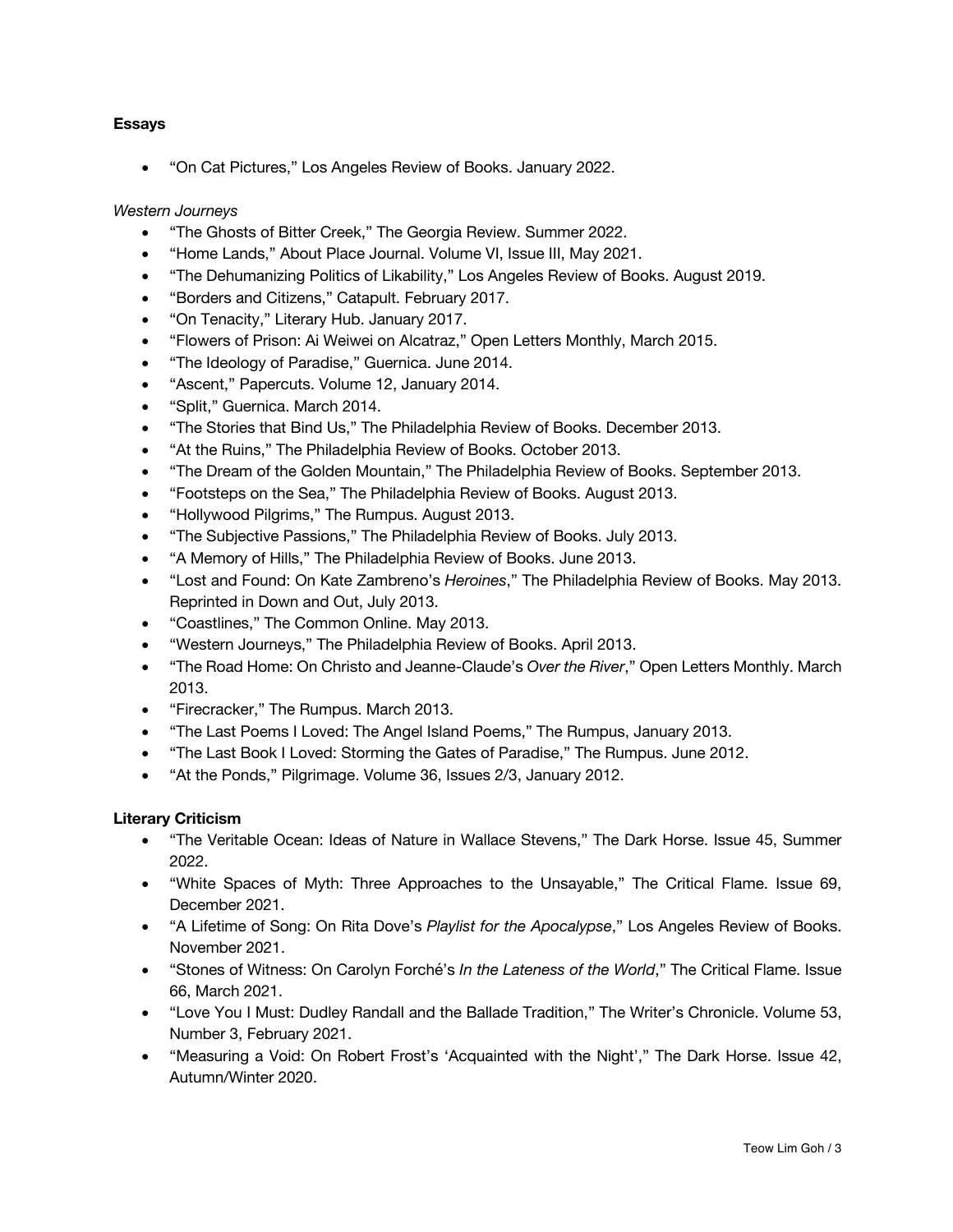**Essays**

- “On Cat Pictures,” Los Angeles Review of Books. January 2022.

*Western Journeys*

- “The Ghosts of Bitter Creek,” The Georgia Review. Summer 2022.
- “Home Lands,” About Place Journal. Volume VI, Issue III, May 2021.
- “The Dehumanizing Politics of Likability,” Los Angeles Review of Books. August 2019.
- “Borders and Citizens,” Catapult. February 2017.
- “On Tenacity,” Literary Hub. January 2017.
- “Flowers of Prison: Ai Weiwei on Alcatraz,” Open Letters Monthly, March 2015.
- “The Ideology of Paradise,” Guernica. June 2014.
- “Ascent,” Papercuts. Volume 12, January 2014.
- “Split,” Guernica. March 2014.
- “The Stories that Bind Us,” The Philadelphia Review of Books. December 2013.
- “At the Ruins,” The Philadelphia Review of Books. October 2013.
- “The Dream of the Golden Mountain,” The Philadelphia Review of Books. September 2013.
- “Footsteps on the Sea,” The Philadelphia Review of Books. August 2013.
- “Hollywood Pilgrims,” The Rumpus. August 2013.
- “The Subjective Passions,” The Philadelphia Review of Books. July 2013.
- “A Memory of Hills,” The Philadelphia Review of Books. June 2013.
- “Lost and Found: On Kate Zambreno’s *Heroines*,” The Philadelphia Review of Books. May 2013. Reprinted in Down and Out, July 2013.
- “Coastlines,” The Common Online. May 2013.
- “Western Journeys,” The Philadelphia Review of Books. April 2013.
- “The Road Home: On Christo and Jeanne-Claude’s *Over the River*,” Open Letters Monthly. March 2013.
- “Firecracker,” The Rumpus. March 2013.
- “The Last Poems I Loved: The Angel Island Poems,” The Rumpus, January 2013.
- “The Last Book I Loved: Storming the Gates of Paradise,” The Rumpus. June 2012.
- “At the Ponds,” Pilgrimage. Volume 36, Issues 2/3, January 2012.

**Literary Criticism**

- “The Veritable Ocean: Ideas of Nature in Wallace Stevens,” The Dark Horse. Issue 45, Summer 2022.
- “White Spaces of Myth: Three Approaches to the Unsayable,” The Critical Flame. Issue 69, December 2021.
- “A Lifetime of Song: On Rita Dove’s *Playlist for the Apocalypse*,” Los Angeles Review of Books. November 2021.
- “Stones of Witness: On Carolyn Forché’s *In the Lateness of the World*,” The Critical Flame. Issue 66, March 2021.
- “Love You I Must: Dudley Randall and the Ballade Tradition,” The Writer’s Chronicle. Volume 53, Number 3, February 2021.
- “Measuring a Void: On Robert Frost’s ‘Acquainted with the Night’,” The Dark Horse. Issue 42, Autumn/Winter 2020.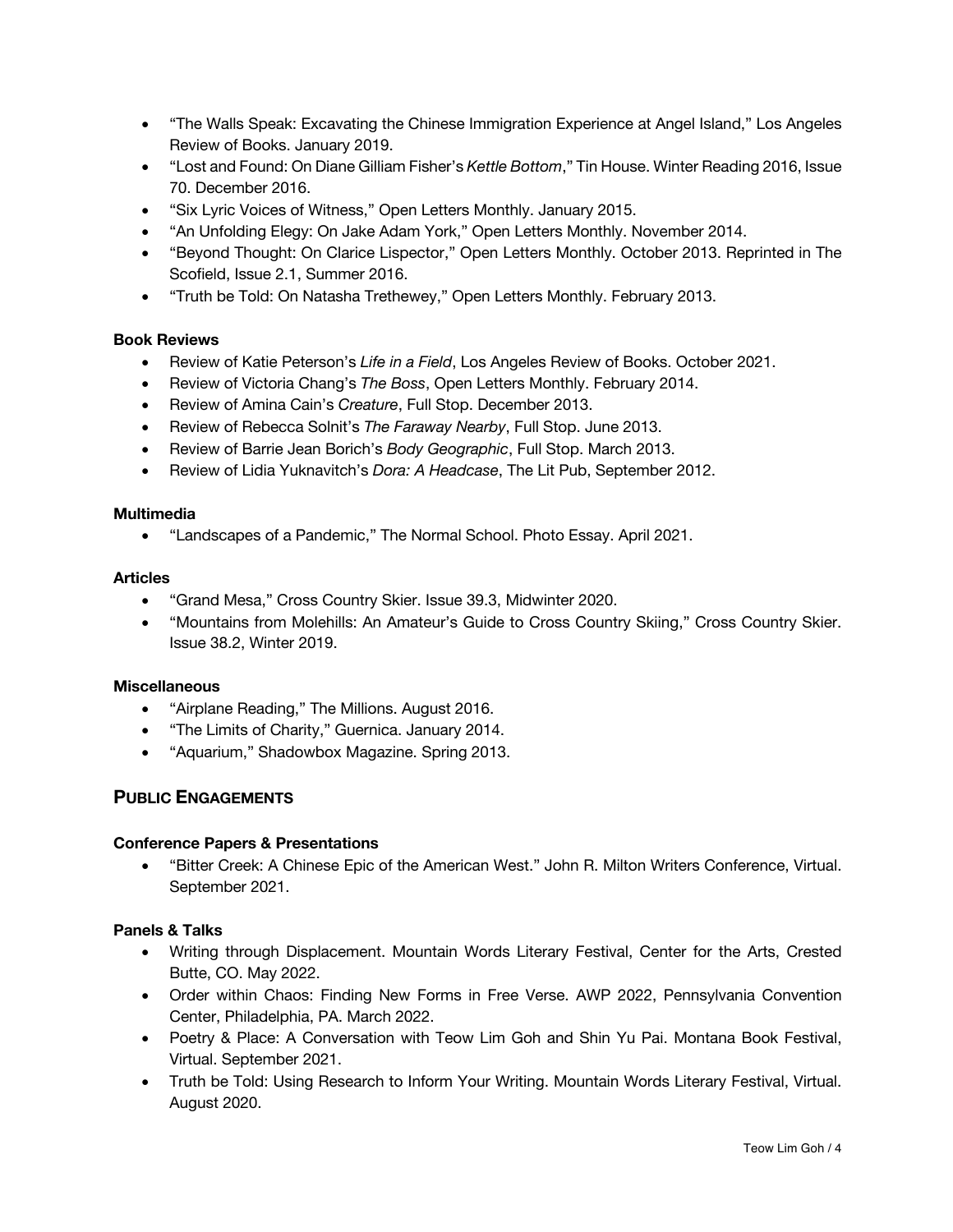- "The Walls Speak: Excavating the Chinese Immigration Experience at Angel Island," Los Angeles Review of Books. January 2019.
- "Lost and Found: On Diane Gilliam Fisher's *Kettle Bottom*," Tin House. Winter Reading 2016, Issue 70. December 2016.
- "Six Lyric Voices of Witness," Open Letters Monthly. January 2015.
- "An Unfolding Elegy: On Jake Adam York," Open Letters Monthly. November 2014.
- "Beyond Thought: On Clarice Lispector," Open Letters Monthly. October 2013. Reprinted in The Scofield, Issue 2.1, Summer 2016.
- "Truth be Told: On Natasha Trethewey," Open Letters Monthly. February 2013.

**Book Reviews**

- Review of Katie Peterson's *Life in a Field*, Los Angeles Review of Books. October 2021.
- Review of Victoria Chang's *The Boss*, Open Letters Monthly. February 2014.
- Review of Amina Cain's *Creature*, Full Stop. December 2013.
- Review of Rebecca Solnit's *The Faraway Nearby*, Full Stop. June 2013.
- Review of Barrie Jean Borich's *Body Geographic*, Full Stop. March 2013.
- Review of Lidia Yuknavitch's *Dora: A Headcase*, The Lit Pub, September 2012.

**Multimedia**

- "Landscapes of a Pandemic," The Normal School. Photo Essay. April 2021.

**Articles**

- "Grand Mesa," Cross Country Skier. Issue 39.3, Midwinter 2020.
- "Mountains from Molehills: An Amateur's Guide to Cross Country Skiing," Cross Country Skier. Issue 38.2, Winter 2019.

**Miscellaneous**

- "Airplane Reading," The Millions. August 2016.
- "The Limits of Charity," Guernica. January 2014.
- "Aquarium," Shadowbox Magazine. Spring 2013.

## Public Engagements

**Conference Papers & Presentations**

- "Bitter Creek: A Chinese Epic of the American West." John R. Milton Writers Conference, Virtual. September 2021.

**Panels & Talks**

- Writing through Displacement. Mountain Words Literary Festival, Center for the Arts, Crested Butte, CO. May 2022.
- Order within Chaos: Finding New Forms in Free Verse. AWP 2022, Pennsylvania Convention Center, Philadelphia, PA. March 2022.
- Poetry & Place: A Conversation with Teow Lim Goh and Shin Yu Pai. Montana Book Festival, Virtual. September 2021.
- Truth be Told: Using Research to Inform Your Writing. Mountain Words Literary Festival, Virtual. August 2020.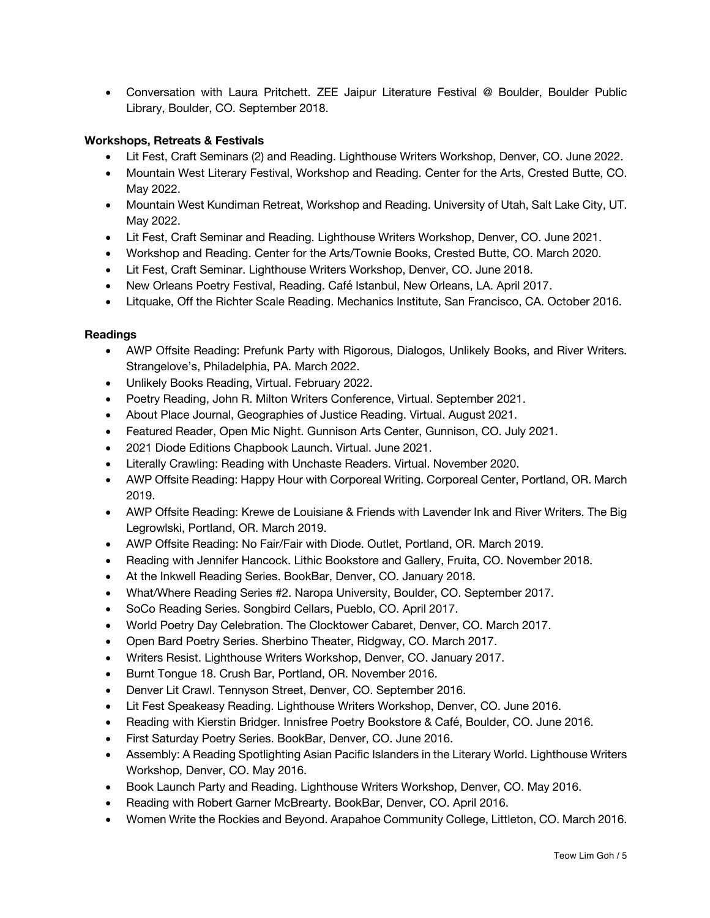- Conversation with Laura Pritchett. ZEE Jaipur Literature Festival @ Boulder, Boulder Public Library, Boulder, CO. September 2018.

**Workshops, Retreats & Festivals**

- Lit Fest, Craft Seminars (2) and Reading. Lighthouse Writers Workshop, Denver, CO. June 2022.
- Mountain West Literary Festival, Workshop and Reading. Center for the Arts, Crested Butte, CO. May 2022.
- Mountain West Kundiman Retreat, Workshop and Reading. University of Utah, Salt Lake City, UT. May 2022.
- Lit Fest, Craft Seminar and Reading. Lighthouse Writers Workshop, Denver, CO. June 2021.
- Workshop and Reading. Center for the Arts/Townie Books, Crested Butte, CO. March 2020.
- Lit Fest, Craft Seminar. Lighthouse Writers Workshop, Denver, CO. June 2018.
- New Orleans Poetry Festival, Reading. Café Istanbul, New Orleans, LA. April 2017.
- Litquake, Off the Richter Scale Reading. Mechanics Institute, San Francisco, CA. October 2016.

**Readings**

- AWP Offsite Reading: Prefunk Party with Rigorous, Dialogos, Unlikely Books, and River Writers. Strangelove's, Philadelphia, PA. March 2022.
- Unlikely Books Reading, Virtual. February 2022.
- Poetry Reading, John R. Milton Writers Conference, Virtual. September 2021.
- About Place Journal, Geographies of Justice Reading. Virtual. August 2021.
- Featured Reader, Open Mic Night. Gunnison Arts Center, Gunnison, CO. July 2021.
- 2021 Diode Editions Chapbook Launch. Virtual. June 2021.
- Literally Crawling: Reading with Unchaste Readers. Virtual. November 2020.
- AWP Offsite Reading: Happy Hour with Corporeal Writing. Corporeal Center, Portland, OR. March 2019.
- AWP Offsite Reading: Krewe de Louisiane & Friends with Lavender Ink and River Writers. The Big Legrowlski, Portland, OR. March 2019.
- AWP Offsite Reading: No Fair/Fair with Diode. Outlet, Portland, OR. March 2019.
- Reading with Jennifer Hancock. Lithic Bookstore and Gallery, Fruita, CO. November 2018.
- At the Inkwell Reading Series. BookBar, Denver, CO. January 2018.
- What/Where Reading Series #2. Naropa University, Boulder, CO. September 2017.
- SoCo Reading Series. Songbird Cellars, Pueblo, CO. April 2017.
- World Poetry Day Celebration. The Clocktower Cabaret, Denver, CO. March 2017.
- Open Bard Poetry Series. Sherbino Theater, Ridgway, CO. March 2017.
- Writers Resist. Lighthouse Writers Workshop, Denver, CO. January 2017.
- Burnt Tongue 18. Crush Bar, Portland, OR. November 2016.
- Denver Lit Crawl. Tennyson Street, Denver, CO. September 2016.
- Lit Fest Speakeasy Reading. Lighthouse Writers Workshop, Denver, CO. June 2016.
- Reading with Kierstin Bridger. Innisfree Poetry Bookstore & Café, Boulder, CO. June 2016.
- First Saturday Poetry Series. BookBar, Denver, CO. June 2016.
- Assembly: A Reading Spotlighting Asian Pacific Islanders in the Literary World. Lighthouse Writers Workshop, Denver, CO. May 2016.
- Book Launch Party and Reading. Lighthouse Writers Workshop, Denver, CO. May 2016.
- Reading with Robert Garner McBrearty. BookBar, Denver, CO. April 2016.
- Women Write the Rockies and Beyond. Arapahoe Community College, Littleton, CO. March 2016.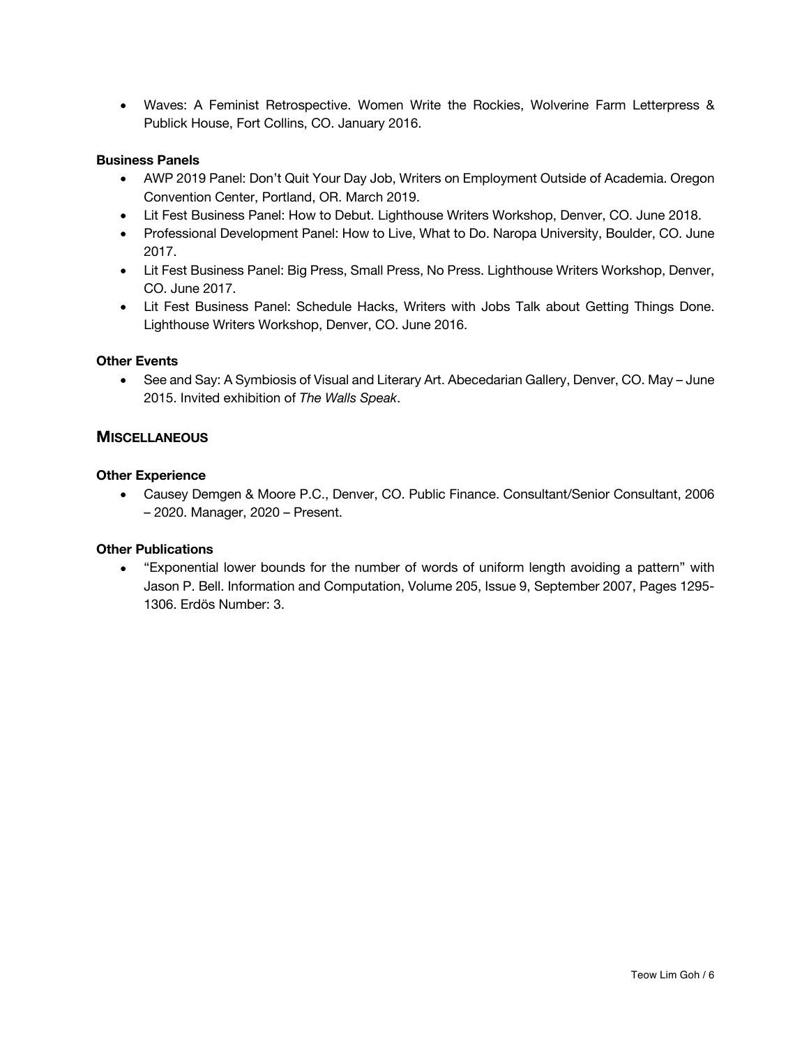- Waves: A Feminist Retrospective. Women Write the Rockies, Wolverine Farm Letterpress & Publick House, Fort Collins, CO. January 2016.

**Business Panels**

- AWP 2019 Panel: Don't Quit Your Day Job, Writers on Employment Outside of Academia. Oregon Convention Center, Portland, OR. March 2019.
- Lit Fest Business Panel: How to Debut. Lighthouse Writers Workshop, Denver, CO. June 2018.
- Professional Development Panel: How to Live, What to Do. Naropa University, Boulder, CO. June 2017.
- Lit Fest Business Panel: Big Press, Small Press, No Press. Lighthouse Writers Workshop, Denver, CO. June 2017.
- Lit Fest Business Panel: Schedule Hacks, Writers with Jobs Talk about Getting Things Done. Lighthouse Writers Workshop, Denver, CO. June 2016.

**Other Events**

- See and Say: A Symbiosis of Visual and Literary Art. Abecedarian Gallery, Denver, CO. May – June 2015. Invited exhibition of *The Walls Speak*.

## MISCELLANEOUS

**Other Experience**

- Causey Demgen & Moore P.C., Denver, CO. Public Finance. Consultant/Senior Consultant, 2006 – 2020. Manager, 2020 – Present.

**Other Publications**

- "Exponential lower bounds for the number of words of uniform length avoiding a pattern" with Jason P. Bell. Information and Computation, Volume 205, Issue 9, September 2007, Pages 1295-1306. Erdös Number: 3.